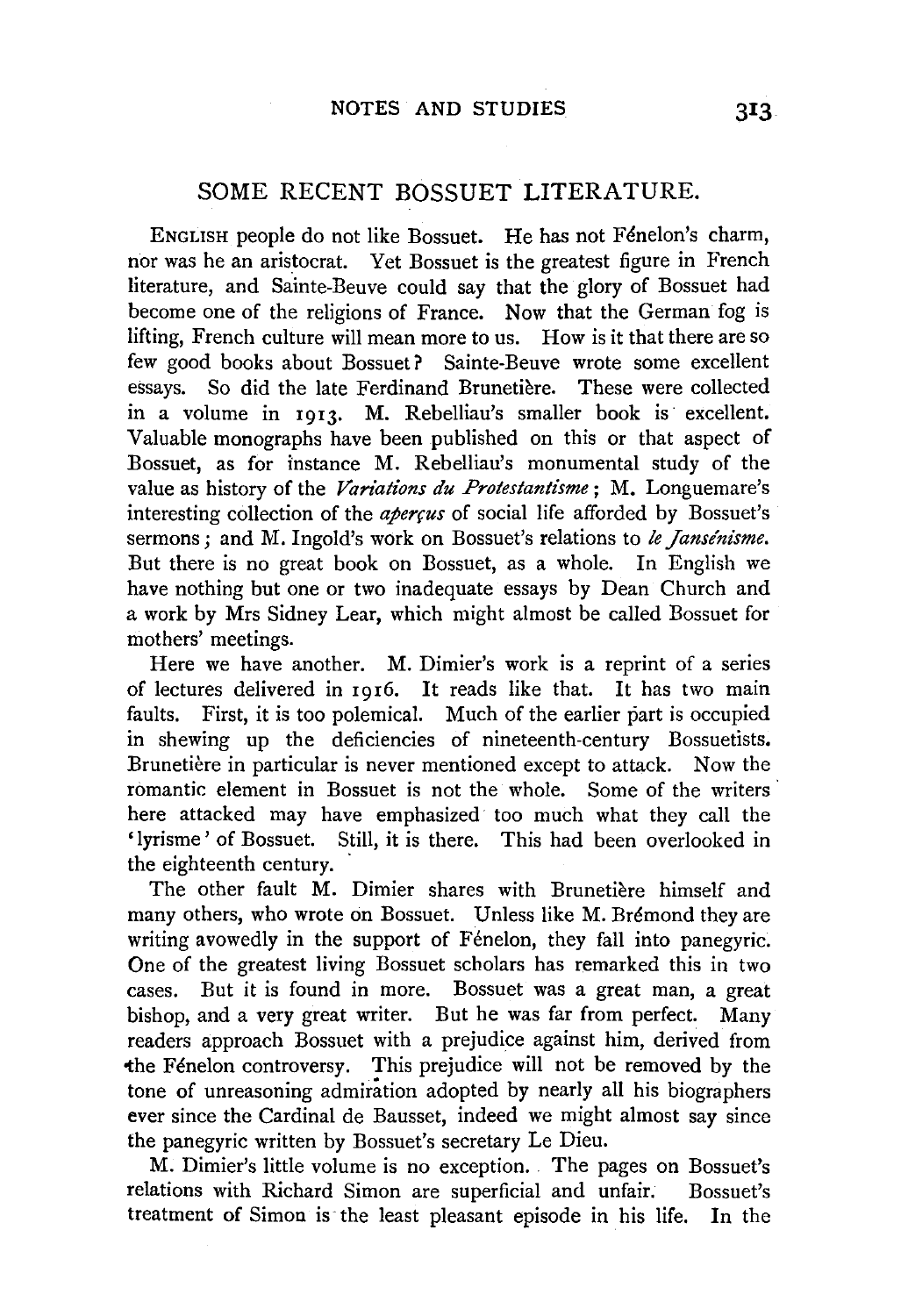## SOME RECENT BOSSUET LITERATURE.

ENGLISH people do not like Bossuet. He has not Fénelon's charm, nor was he an aristocrat. Yet Bossuet is the greatest figure in French literature, and Sainte-Beuve could say that the glory of Bossuet had become one of the religions of France. Now that the German fog is lifting, French culture will mean more to us. How is it that there are so few good books about Bossuet? Sainte-Beuve wrote some excellent essays. So did the late Ferdinand Brunetière. These were collected in a volume in 1913. M. Rebelliau's smaller book is excellent. Valuable monographs have been published on this or that aspect of Bossuet, as for instance M. Rebelliau's monumental study of the value as history of the *Variations du Protestantisme*; M. Longuemare's interesting collection of the *aperçus* of social life afforded by Bossuet's sermons; and M. Ingold's work on Bossuet's relations to *le Jansénisme*. But there is no great book on Bossuet, as a whole. In English we have nothing but one or two inadequate essays by Dean Church and a work by Mrs Sidney Lear, which might almost be called Bossuet for mothers' meetings.

Here we have another. M. Dimier's work is a reprint of a series of lectures delivered in 1916. It reads like that. It has two main faults. First, it is too polemical. Much of the earlier part is occupied in shewing up the deficiencies of nineteenth-century Bossuetists. Brunetière in particular is never mentioned except to attack. Now the romantic element in Bossuet is not the whole. Some of the writers here attacked may have emphasized too much what they call the 'lyrisme' of Bossuet. Still, it is there. This had been overlooked in the eighteenth century.

The other fault M. Dimier shares with Brunetière himself and many others, who wrote on Bossuet. Unless like M. Brémond they are writing avowedly in the support of Fénelon, they fall into panegyric. One of the greatest living Bossuet scholars has remarked this in two cases. But it is found in more. Bossuet was a great man, a great bishop, and a very great writer. But he was far from perfect. Many readers approach Bossuet with a prejudice against him, derived from the Fénelon controversy. This prejudice will not be removed by the tone of unreasoning admiration adopted by nearly all his biographers ever since the Cardinal de Bausset, indeed we might almost say since the panegyric written by Bossuet's secretary Le Dieu.

M. Dimier's little volume is no exception. The pages on Bossuet's relations with Richard Simon are superficial and unfair. Bossuet's treatment of Simon is the least pleasant episode in his life. In the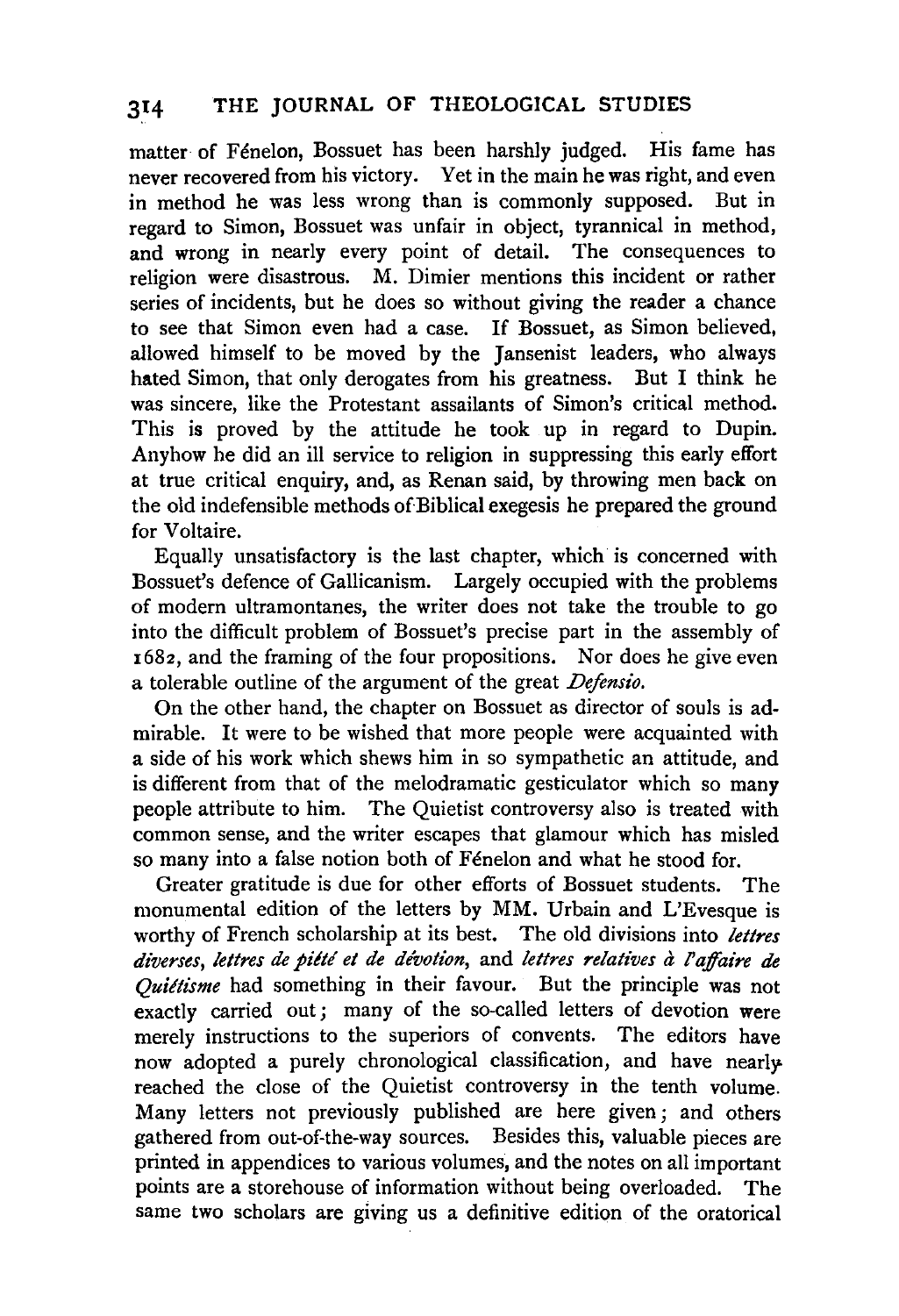matter of Fénelon, Bossuet has been harshly judged. His fame has never recovered from his victory. Yet in the main he was right, and even in method he was less wrong than is commonly supposed. But in regard to Simon, Bossuet was unfair in object, tyrannical in method, and wrong in nearly every point of detail. The consequences to religion were disastrous. M. Dimier mentions this incident or rather series of incidents, but he does so without giving the reader a chance to see that Simon even had a case. If Bossuet, as Simon believed, allowed himself to be moved by the Jansenist leaders, who always hated Simon, that only derogates from his greatness. But I think he was sincere, like the Protestant assailants of Simon's critical method. This is proved by the attitude he took up in regard to Dupin. Anyhow he did an ill service to religion in suppressing this early effort at true critical enquiry, and, as Renan said, by throwing men back on the old indefensible methods of Biblical exegesis he prepared the ground for Voltaire.

Equally unsatisfactory is the last chapter, which is concerned with Bossuet's defence of Gallicanism. Largely occupied with the problems of modern ultramontanes, the writer does not take the trouble to go into the difficult problem of Bossuet's precise part in the assembly of 1682, and the framing of the four propositions. Nor does he give even a tolerable outline of the argument of the great *Defensio*.

On the other hand, the chapter on Bossuet as director of souls is admirable. It were to be wished that more people were acquainted with a side of his work which shews him in so sympathetic an attitude, and is different from that of the melodramatic gesticulator which so many people attribute to him. The Quietist controversy also is treated with common sense, and the writer escapes that glamour which has misled so many into a false notion both of Fénelon and what he stood for.

Greater gratitude is due for other efforts of Bossuet students. The monumental edition of the letters by MM. Urbain and L'Evesque is worthy of French scholarship at its best. The old divisions into *lettres diverses*, *lettres de piété et de dévotion*, and *lettres relatives à l'affaire de Quiétisme* had something in their favour. But the principle was not exactly carried out; many of the so-called letters of devotion were merely instructions to the superiors of convents. The editors have now adopted a purely chronological classification, and have nearly reached the close of the Quietist controversy in the tenth volume. Many letters not previously published are here given; and others gathered from out-of-the-way sources. Besides this, valuable pieces are printed in appendices to various volumes, and the notes on all important points are a storehouse of information without being overloaded. The same two scholars are giving us a definitive edition of the oratorical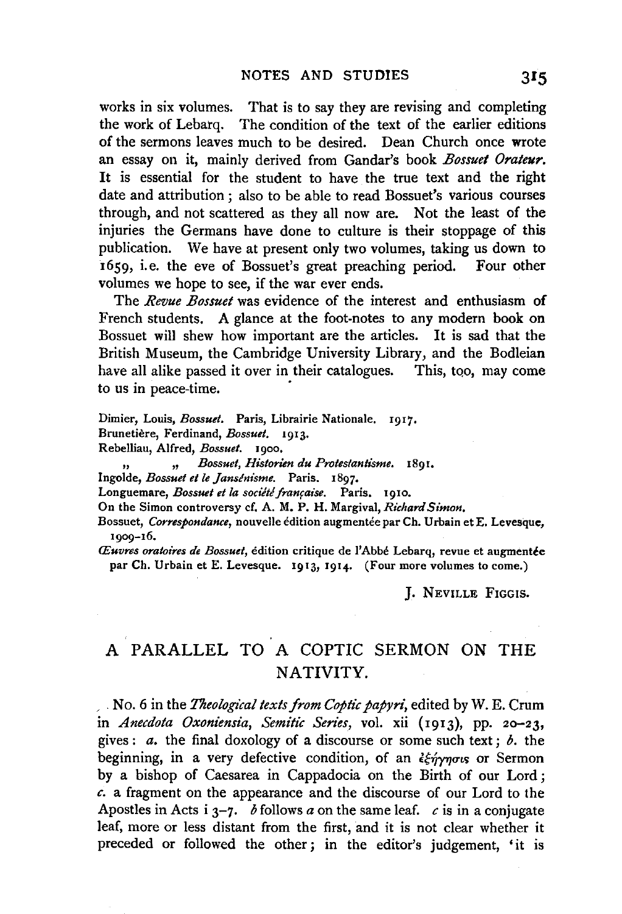works in six volumes. That is to say they are revising and completing the work of Lebarq. The condition of the text of the earlier editions of the sermons leaves much to be desired. Dean Church once wrote an essay on it, mainly derived from Gandar's book *Bossuet Orateur*. It is essential for the student to have the true text and the right date and attribution; also to be able to read Bossuet's various courses through, and not scattered as they all now are. Not the least of the injuries the Germans have done to culture is their stoppage of this publication. We have at present only two volumes, taking us down to 1659, i.e. the eve of Bossuet's great preaching period. Four other volumes we hope to see, if the war ever ends.

The *Revue Bossuet* was evidence of the interest and enthusiasm of French students. A glance at the foot-notes to any modern book on Bossuet will shew how important are the articles. It is sad that the British Museum, the Cambridge University Library, and the Bodleian have all alike passed it over in their catalogues. This, too, may come to us in peace-time.

Dimier, Louis, *Bossuet*. Paris, Librairie Nationale. 1917.
Brunetière, Ferdinand, *Bossuet*. 1913.
Rebelliau, Alfred, *Bossuet*. 1900.
,, ,, *Bossuet, Historien du Protestantisme*. 1891.
Ingolde, *Bossuet et le Jansénisme*. Paris. 1897.
Longuemare, *Bossuet et la société française*. Paris. 1910.
On the Simon controversy cf. A. M. P. H. Margival, *Richard Simon*.
Bossuet, *Correspondance*, nouvelle édition augmentée par Ch. Urbain et E. Levesque, 1909–16.
*Œuvres oratoires de Bossuet*, édition critique de l'Abbé Lebarq, revue et augmentée par Ch. Urbain et E. Levesque. 1913, 1914. (Four more volumes to come.)

J. NEVILLE FIGGIS.

## A PARALLEL TO A COPTIC SERMON ON THE NATIVITY.

No. 6 in the *Theological texts from Coptic papyri*, edited by W. E. Crum in *Anecdota Oxoniensia, Semitic Series*, vol. xii (1913), pp. 20–23, gives: *a*. the final doxology of a discourse or some such text; *b*. the beginning, in a very defective condition, of an ἐξήγησις or Sermon by a bishop of Caesarea in Cappadocia on the Birth of our Lord; *c*. a fragment on the appearance and the discourse of our Lord to the Apostles in Acts i 3–7. *b* follows *a* on the same leaf. *c* is in a conjugate leaf, more or less distant from the first, and it is not clear whether it preceded or followed the other; in the editor's judgement, 'it is